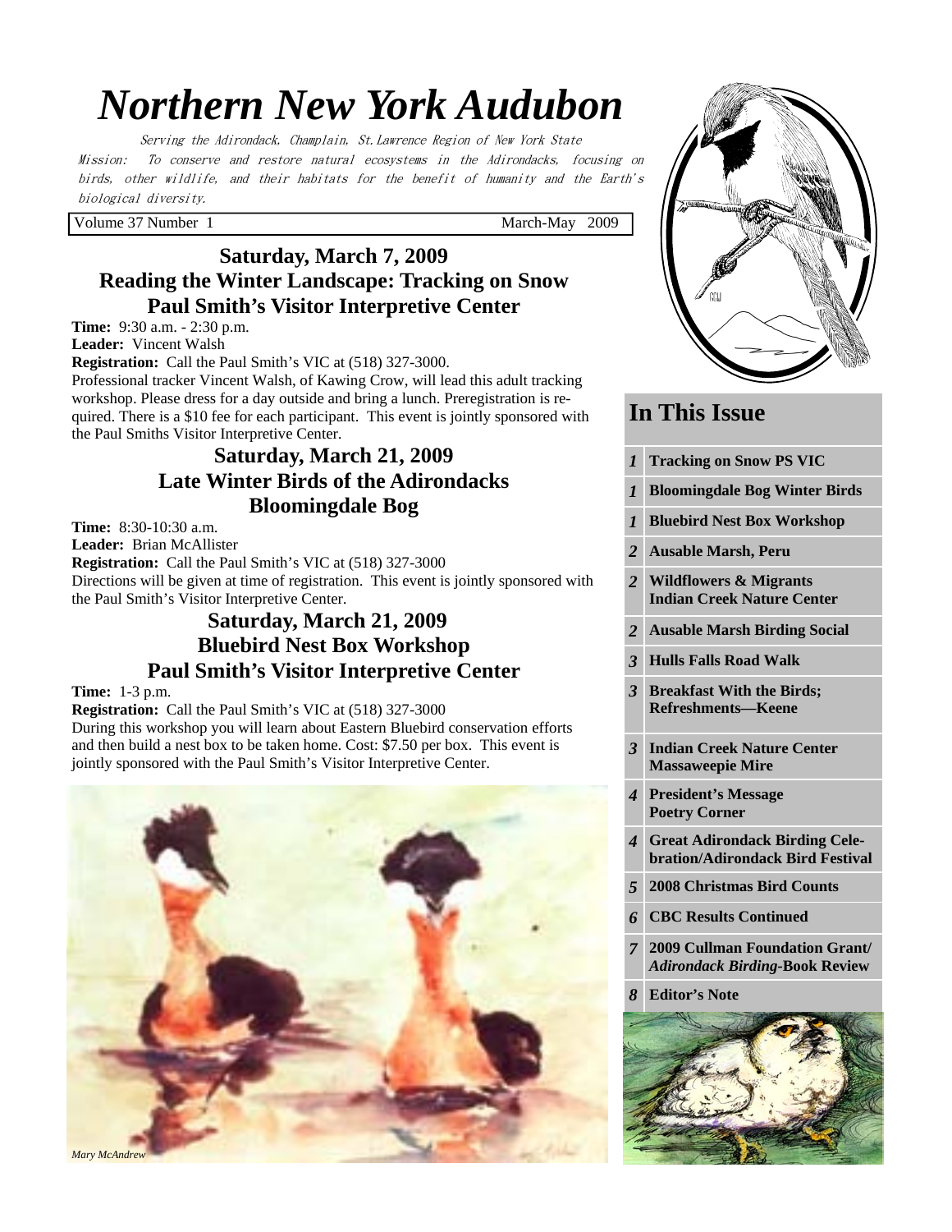# *Northern New York Audubon*

Serving the Adirondack, Champlain, St.Lawrence Region of New York State

Mission: To conserve and restore natural ecosystems in the Adirondacks, focusing on birds, other wildlife, and their habitats for the benefit of humanity and the Earth's biological diversity.

Volume 37 Number 1 March-May 2009

## Saturday, March 7, 2009
## Reading the Winter Landscape: Tracking on Snow
## Paul Smith's Visitor Interpretive Center

**Time:** 9:30 a.m. - 2:30 p.m.

**Leader:** Vincent Walsh

**Registration:** Call the Paul Smith's VIC at (518) 327-3000.

Professional tracker Vincent Walsh, of Kawing Crow, will lead this adult tracking workshop. Please dress for a day outside and bring a lunch. Preregistration is required. There is a $10 fee for each participant. This event is jointly sponsored with the Paul Smiths Visitor Interpretive Center.

## Saturday, March 21, 2009
## Late Winter Birds of the Adirondacks
## Bloomingdale Bog

**Time:** 8:30-10:30 a.m.

**Leader:** Brian McAllister

**Registration:** Call the Paul Smith's VIC at (518) 327-3000

Directions will be given at time of registration. This event is jointly sponsored with the Paul Smith's Visitor Interpretive Center.

## Saturday, March 21, 2009
## Bluebird Nest Box Workshop
## Paul Smith's Visitor Interpretive Center

**Time:** 1-3 p.m.

**Registration:** Call the Paul Smith's VIC at (518) 327-3000

During this workshop you will learn about Eastern Bluebird conservation efforts and then build a nest box to be taken home. Cost: $7.50 per box. This event is jointly sponsored with the Paul Smith's Visitor Interpretive Center.

*Mary McAndrew*

## In This Issue

| | |
|---|---|
| *1* | **Tracking on Snow PS VIC** |
| *1* | **Bloomingdale Bog Winter Birds** |
| *1* | **Bluebird Nest Box Workshop** |
| *2* | **Ausable Marsh, Peru** |
| *2* | **Wildflowers & Migrants Indian Creek Nature Center** |
| *2* | **Ausable Marsh Birding Social** |
| *3* | **Hulls Falls Road Walk** |
| *3* | **Breakfast With the Birds; Refreshments—Keene** |
| *3* | **Indian Creek Nature Center Massaweepie Mire** |
| *4* | **President's Message Poetry Corner** |
| *4* | **Great Adirondack Birding Celebration/Adirondack Bird Festival** |
| *5* | **2008 Christmas Bird Counts** |
| *6* | **CBC Results Continued** |
| *7* | **2009 Cullman Foundation Grant/ *Adirondack Birding*-Book Review** |
| *8* | **Editor's Note** |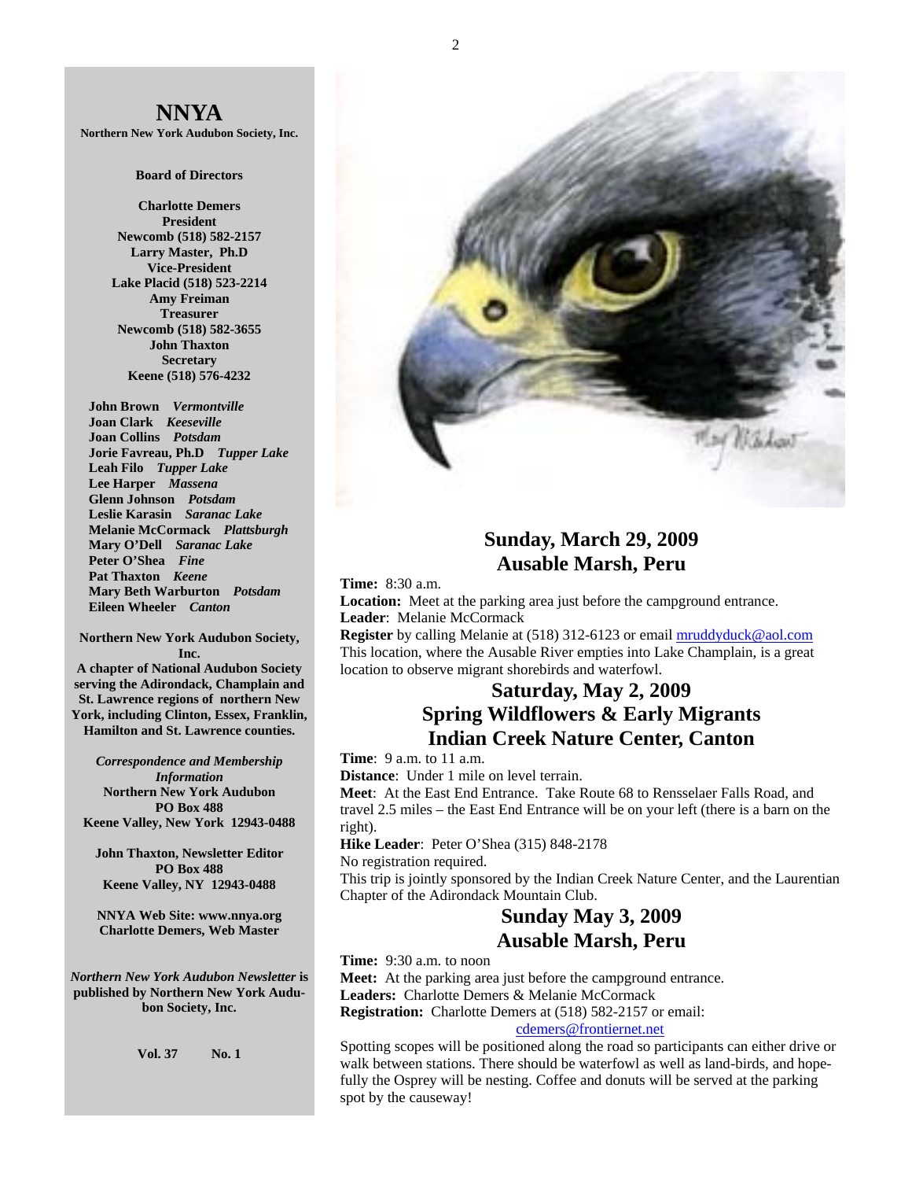# NNYA

**Northern New York Audubon Society, Inc.**

**Board of Directors**

**Charlotte Demers**
**President**
**Newcomb (518) 582-2157**

**Larry Master, Ph.D**
**Vice-President**
**Lake Placid (518) 523-2214**

**Amy Freiman**
**Treasurer**
**Newcomb (518) 582-3655**

**John Thaxton**
**Secretary**
**Keene (518) 576-4232**

**John Brown** *Vermontville*
**Joan Clark** *Keeseville*
**Joan Collins** *Potsdam*
**Jorie Favreau, Ph.D** *Tupper Lake*
**Leah Filo** *Tupper Lake*
**Lee Harper** *Massena*
**Glenn Johnson** *Potsdam*
**Leslie Karasin** *Saranac Lake*
**Melanie McCormack** *Plattsburgh*
**Mary O'Dell** *Saranac Lake*
**Peter O'Shea** *Fine*
**Pat Thaxton** *Keene*
**Mary Beth Warburton** *Potsdam*
**Eileen Wheeler** *Canton*

**Northern New York Audubon Society, Inc.**
**A chapter of National Audubon Society serving the Adirondack, Champlain and St. Lawrence regions of northern New York, including Clinton, Essex, Franklin, Hamilton and St. Lawrence counties.**

***Correspondence and Membership Information***
**Northern New York Audubon**
**PO Box 488**
**Keene Valley, New York 12943-0488**

**John Thaxton, Newsletter Editor**
**PO Box 488**
**Keene Valley, NY 12943-0488**

**NNYA Web Site: www.nnya.org**
**Charlotte Demers, Web Master**

***Northern New York Audubon Newsletter*** **is published by Northern New York Audubon Society, Inc.**

**Vol. 37 No. 1**

## Sunday, March 29, 2009
## Ausable Marsh, Peru

**Time:** 8:30 a.m.
**Location:** Meet at the parking area just before the campground entrance.
**Leader**: Melanie McCormack
**Register** by calling Melanie at (518) 312-6123 or email mruddyduck@aol.com
This location, where the Ausable River empties into Lake Champlain, is a great location to observe migrant shorebirds and waterfowl.

## Saturday, May 2, 2009
## Spring Wildflowers & Early Migrants
## Indian Creek Nature Center, Canton

**Time**: 9 a.m. to 11 a.m.
**Distance**: Under 1 mile on level terrain.
**Meet**: At the East End Entrance. Take Route 68 to Rensselaer Falls Road, and travel 2.5 miles – the East End Entrance will be on your left (there is a barn on the right).
**Hike Leader**: Peter O'Shea (315) 848-2178
No registration required.
This trip is jointly sponsored by the Indian Creek Nature Center, and the Laurentian Chapter of the Adirondack Mountain Club.

## Sunday May 3, 2009
## Ausable Marsh, Peru

**Time:** 9:30 a.m. to noon
**Meet:** At the parking area just before the campground entrance.
**Leaders:** Charlotte Demers & Melanie McCormack
**Registration:** Charlotte Demers at (518) 582-2157 or email: cdemers@frontiernet.net
Spotting scopes will be positioned along the road so participants can either drive or walk between stations. There should be waterfowl as well as land-birds, and hopefully the Osprey will be nesting. Coffee and donuts will be served at the parking spot by the causeway!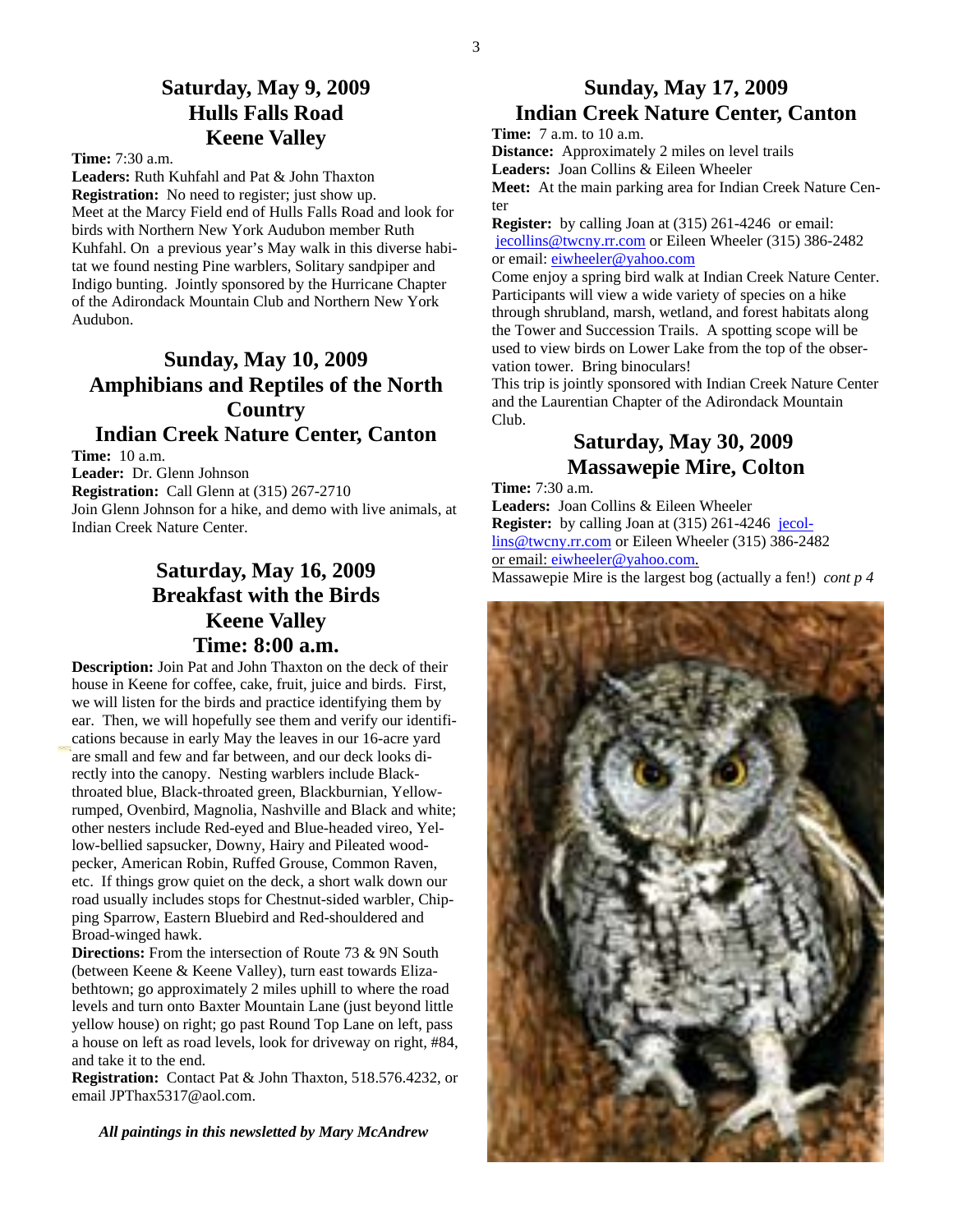## Saturday, May 9, 2009
## Hulls Falls Road
## Keene Valley

**Time:** 7:30 a.m.
**Leaders:** Ruth Kuhfahl and Pat & John Thaxton
**Registration:** No need to register; just show up.
Meet at the Marcy Field end of Hulls Falls Road and look for birds with Northern New York Audubon member Ruth Kuhfahl. On a previous year's May walk in this diverse habitat we found nesting Pine warblers, Solitary sandpiper and Indigo bunting. Jointly sponsored by the Hurricane Chapter of the Adirondack Mountain Club and Northern New York Audubon.

## Sunday, May 10, 2009
## Amphibians and Reptiles of the North Country
## Indian Creek Nature Center, Canton

**Time:** 10 a.m.
**Leader:** Dr. Glenn Johnson
**Registration:** Call Glenn at (315) 267-2710
Join Glenn Johnson for a hike, and demo with live animals, at Indian Creek Nature Center.

## Saturday, May 16, 2009
## Breakfast with the Birds
## Keene Valley
## Time: 8:00 a.m.

**Description:** Join Pat and John Thaxton on the deck of their house in Keene for coffee, cake, fruit, juice and birds. First, we will listen for the birds and practice identifying them by ear. Then, we will hopefully see them and verify our identifications because in early May the leaves in our 16-acre yard are small and few and far between, and our deck looks directly into the canopy. Nesting warblers include Black-throated blue, Black-throated green, Blackburnian, Yellow-rumped, Ovenbird, Magnolia, Nashville and Black and white; other nesters include Red-eyed and Blue-headed vireo, Yellow-bellied sapsucker, Downy, Hairy and Pileated woodpecker, American Robin, Ruffed Grouse, Common Raven, etc. If things grow quiet on the deck, a short walk down our road usually includes stops for Chestnut-sided warbler, Chipping Sparrow, Eastern Bluebird and Red-shouldered and Broad-winged hawk.
**Directions:** From the intersection of Route 73 & 9N South (between Keene & Keene Valley), turn east towards Elizabethtown; go approximately 2 miles uphill to where the road levels and turn onto Baxter Mountain Lane (just beyond little yellow house) on right; go past Round Top Lane on left, pass a house on left as road levels, look for driveway on right, #84, and take it to the end.
**Registration:** Contact Pat & John Thaxton, 518.576.4232, or email JPThax5317@aol.com.

***All paintings in this newsletted by Mary McAndrew***

## Sunday, May 17, 2009
## Indian Creek Nature Center, Canton

**Time:** 7 a.m. to 10 a.m.
**Distance:** Approximately 2 miles on level trails
**Leaders:** Joan Collins & Eileen Wheeler
**Meet:** At the main parking area for Indian Creek Nature Center
**Register:** by calling Joan at (315) 261-4246 or email: jecollins@twcny.rr.com or Eileen Wheeler (315) 386-2482 or email: eiwheeler@yahoo.com
Come enjoy a spring bird walk at Indian Creek Nature Center. Participants will view a wide variety of species on a hike through shrubland, marsh, wetland, and forest habitats along the Tower and Succession Trails. A spotting scope will be used to view birds on Lower Lake from the top of the observation tower. Bring binoculars!
This trip is jointly sponsored with Indian Creek Nature Center and the Laurentian Chapter of the Adirondack Mountain Club.

## Saturday, May 30, 2009
## Massawepie Mire, Colton

**Time:** 7:30 a.m.
**Leaders:** Joan Collins & Eileen Wheeler
**Register:** by calling Joan at (315) 261-4246 jecollins@twcny.rr.com or Eileen Wheeler (315) 386-2482 or email: eiwheeler@yahoo.com.
Massawepie Mire is the largest bog (actually a fen!) *cont p 4*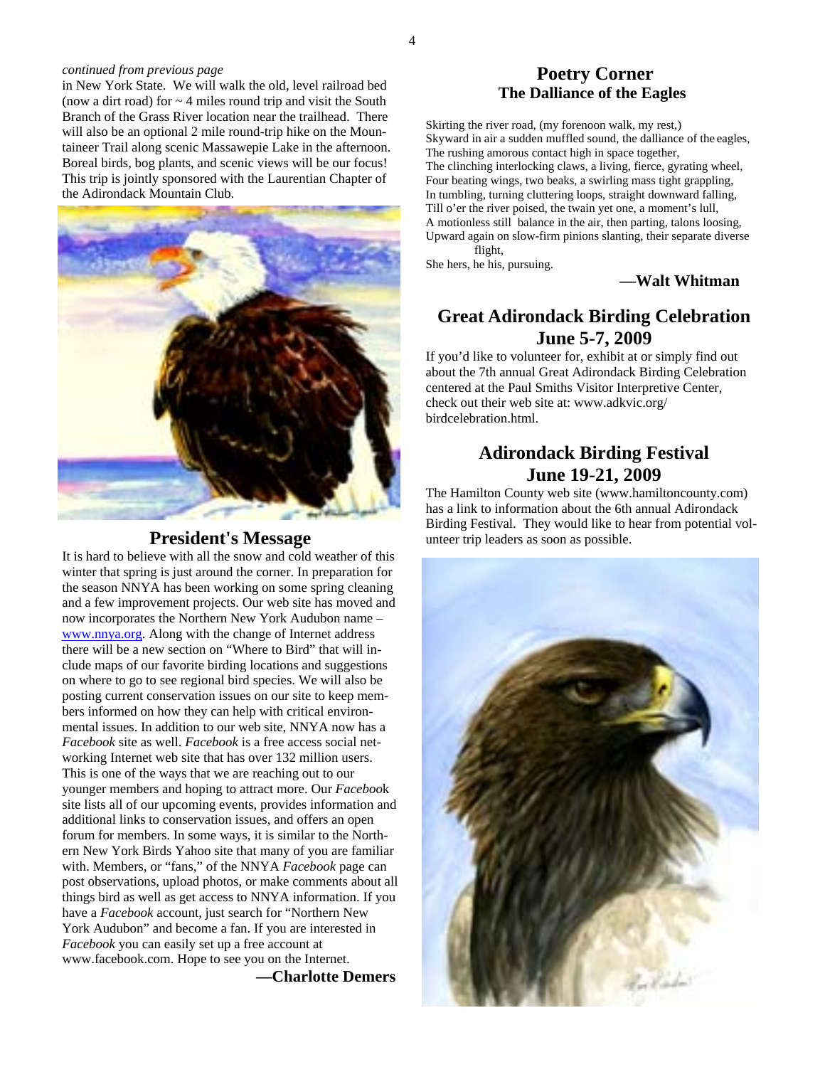*continued from previous page*

in New York State. We will walk the old, level railroad bed (now a dirt road) for ~ 4 miles round trip and visit the South Branch of the Grass River location near the trailhead. There will also be an optional 2 mile round-trip hike on the Mountaineer Trail along scenic Massawepie Lake in the afternoon. Boreal birds, bog plants, and scenic views will be our focus! This trip is jointly sponsored with the Laurentian Chapter of the Adirondack Mountain Club.

## President's Message

It is hard to believe with all the snow and cold weather of this winter that spring is just around the corner. In preparation for the season NNYA has been working on some spring cleaning and a few improvement projects. Our web site has moved and now incorporates the Northern New York Audubon name – www.nnya.org. Along with the change of Internet address there will be a new section on "Where to Bird" that will include maps of our favorite birding locations and suggestions on where to go to see regional bird species. We will also be posting current conservation issues on our site to keep members informed on how they can help with critical environmental issues. In addition to our web site, NNYA now has a *Facebook* site as well. *Facebook* is a free access social networking Internet web site that has over 132 million users. This is one of the ways that we are reaching out to our younger members and hoping to attract more. Our *Facebook* site lists all of our upcoming events, provides information and additional links to conservation issues, and offers an open forum for members. In some ways, it is similar to the Northern New York Birds Yahoo site that many of you are familiar with. Members, or "fans," of the NNYA *Facebook* page can post observations, upload photos, or make comments about all things bird as well as get access to NNYA information. If you have a *Facebook* account, just search for "Northern New York Audubon" and become a fan. If you are interested in *Facebook* you can easily set up a free account at www.facebook.com. Hope to see you on the Internet.

**—Charlotte Demers**

## Poetry Corner

### The Dalliance of the Eagles

Skirting the river road, (my forenoon walk, my rest,)
Skyward in air a sudden muffled sound, the dalliance of the eagles,
The rushing amorous contact high in space together,
The clinching interlocking claws, a living, fierce, gyrating wheel,
Four beating wings, two beaks, a swirling mass tight grappling,
In tumbling, turning cluttering loops, straight downward falling,
Till o'er the river poised, the twain yet one, a moment's lull,
A motionless still balance in the air, then parting, talons loosing,
Upward again on slow-firm pinions slanting, their separate diverse flight,
She hers, he his, pursuing.

**—Walt Whitman**

## Great Adirondack Birding Celebration June 5-7, 2009

If you'd like to volunteer for, exhibit at or simply find out about the 7th annual Great Adirondack Birding Celebration centered at the Paul Smiths Visitor Interpretive Center, check out their web site at: www.adkvic.org/birdcelebration.html.

## Adirondack Birding Festival June 19-21, 2009

The Hamilton County web site (www.hamiltoncounty.com) has a link to information about the 6th annual Adirondack Birding Festival. They would like to hear from potential volunteer trip leaders as soon as possible.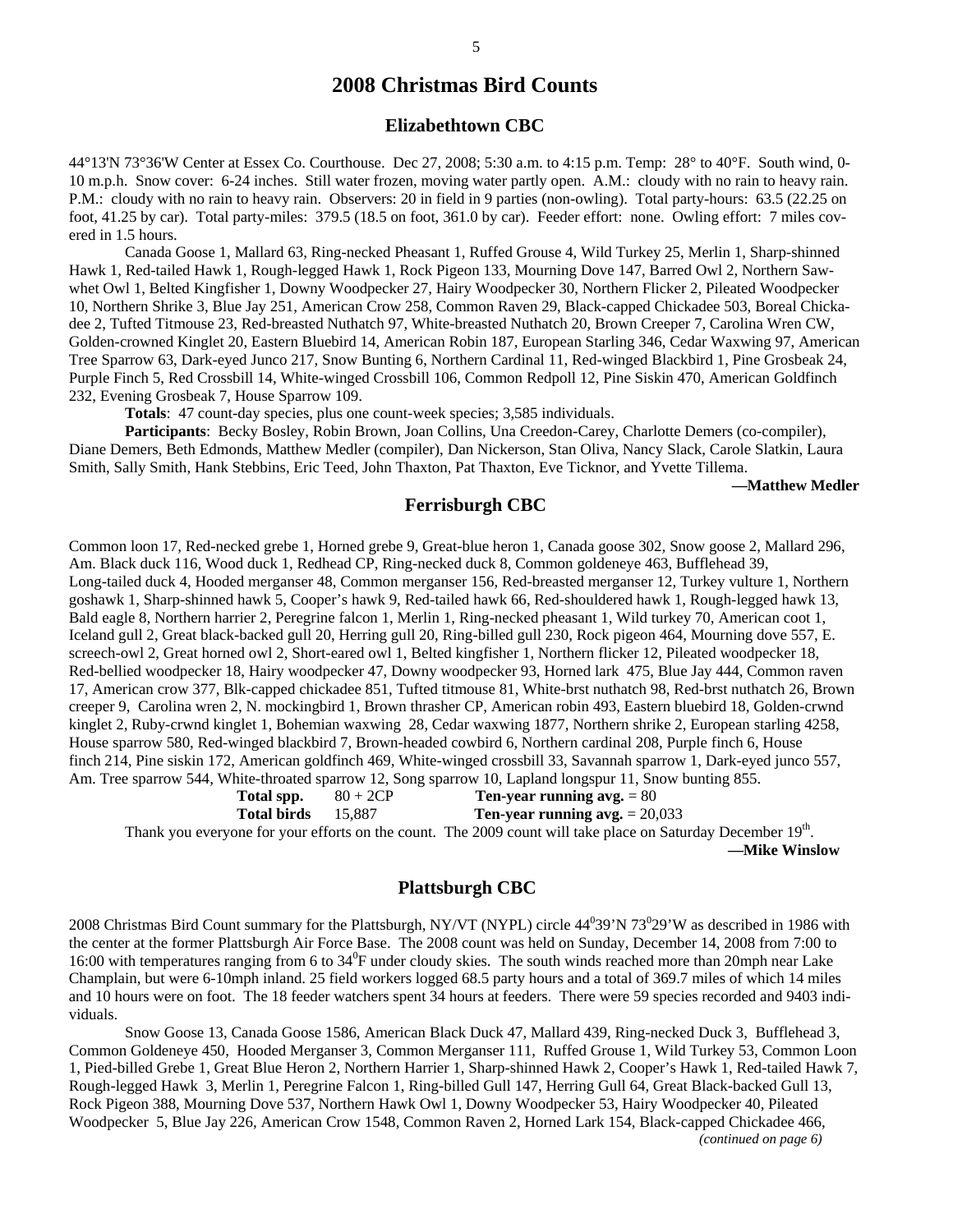# 2008 Christmas Bird Counts

## Elizabethtown CBC

44°13'N 73°36'W Center at Essex Co. Courthouse. Dec 27, 2008; 5:30 a.m. to 4:15 p.m. Temp: 28° to 40°F. South wind, 0-10 m.p.h. Snow cover: 6-24 inches. Still water frozen, moving water partly open. A.M.: cloudy with no rain to heavy rain. P.M.: cloudy with no rain to heavy rain. Observers: 20 in field in 9 parties (non-owling). Total party-hours: 63.5 (22.25 on foot, 41.25 by car). Total party-miles: 379.5 (18.5 on foot, 361.0 by car). Feeder effort: none. Owling effort: 7 miles covered in 1.5 hours.

Canada Goose 1, Mallard 63, Ring-necked Pheasant 1, Ruffed Grouse 4, Wild Turkey 25, Merlin 1, Sharp-shinned Hawk 1, Red-tailed Hawk 1, Rough-legged Hawk 1, Rock Pigeon 133, Mourning Dove 147, Barred Owl 2, Northern Saw-whet Owl 1, Belted Kingfisher 1, Downy Woodpecker 27, Hairy Woodpecker 30, Northern Flicker 2, Pileated Woodpecker 10, Northern Shrike 3, Blue Jay 251, American Crow 258, Common Raven 29, Black-capped Chickadee 503, Boreal Chickadee 2, Tufted Titmouse 23, Red-breasted Nuthatch 97, White-breasted Nuthatch 20, Brown Creeper 7, Carolina Wren CW, Golden-crowned Kinglet 20, Eastern Bluebird 14, American Robin 187, European Starling 346, Cedar Waxwing 97, American Tree Sparrow 63, Dark-eyed Junco 217, Snow Bunting 6, Northern Cardinal 11, Red-winged Blackbird 1, Pine Grosbeak 24, Purple Finch 5, Red Crossbill 14, White-winged Crossbill 106, Common Redpoll 12, Pine Siskin 470, American Goldfinch 232, Evening Grosbeak 7, House Sparrow 109.

**Totals**: 47 count-day species, plus one count-week species; 3,585 individuals.

**Participants**: Becky Bosley, Robin Brown, Joan Collins, Una Creedon-Carey, Charlotte Demers (co-compiler), Diane Demers, Beth Edmonds, Matthew Medler (compiler), Dan Nickerson, Stan Oliva, Nancy Slack, Carole Slatkin, Laura Smith, Sally Smith, Hank Stebbins, Eric Teed, John Thaxton, Pat Thaxton, Eve Ticknor, and Yvette Tillema.

**—Matthew Medler**

## Ferrisburgh CBC

Common loon 17, Red-necked grebe 1, Horned grebe 9, Great-blue heron 1, Canada goose 302, Snow goose 2, Mallard 296, Am. Black duck 116, Wood duck 1, Redhead CP, Ring-necked duck 8, Common goldeneye 463, Bufflehead 39, Long-tailed duck 4, Hooded merganser 48, Common merganser 156, Red-breasted merganser 12, Turkey vulture 1, Northern goshawk 1, Sharp-shinned hawk 5, Cooper's hawk 9, Red-tailed hawk 66, Red-shouldered hawk 1, Rough-legged hawk 13, Bald eagle 8, Northern harrier 2, Peregrine falcon 1, Merlin 1, Ring-necked pheasant 1, Wild turkey 70, American coot 1, Iceland gull 2, Great black-backed gull 20, Herring gull 20, Ring-billed gull 230, Rock pigeon 464, Mourning dove 557, E. screech-owl 2, Great horned owl 2, Short-eared owl 1, Belted kingfisher 1, Northern flicker 12, Pileated woodpecker 18, Red-bellied woodpecker 18, Hairy woodpecker 47, Downy woodpecker 93, Horned lark 475, Blue Jay 444, Common raven 17, American crow 377, Blk-capped chickadee 851, Tufted titmouse 81, White-brst nuthatch 98, Red-brst nuthatch 26, Brown creeper 9, Carolina wren 2, N. mockingbird 1, Brown thrasher CP, American robin 493, Eastern bluebird 18, Golden-crwnd kinglet 2, Ruby-crwnd kinglet 1, Bohemian waxwing 28, Cedar waxwing 1877, Northern shrike 2, European starling 4258, House sparrow 580, Red-winged blackbird 7, Brown-headed cowbird 6, Northern cardinal 208, Purple finch 6, House finch 214, Pine siskin 172, American goldfinch 469, White-winged crossbill 33, Savannah sparrow 1, Dark-eyed junco 557, Am. Tree sparrow 544, White-throated sparrow 12, Song sparrow 10, Lapland longspur 11, Snow bunting 855.

**Total spp.** 80 + 2CP **Ten-year running avg.** = 80
**Total birds** 15,887 **Ten-year running avg.** = 20,033

Thank you everyone for your efforts on the count. The 2009 count will take place on Saturday December 19th.

**—Mike Winslow**

## Plattsburgh CBC

2008 Christmas Bird Count summary for the Plattsburgh, NY/VT (NYPL) circle 44°39'N 73°29'W as described in 1986 with the center at the former Plattsburgh Air Force Base. The 2008 count was held on Sunday, December 14, 2008 from 7:00 to 16:00 with temperatures ranging from 6 to 34°F under cloudy skies. The south winds reached more than 20mph near Lake Champlain, but were 6-10mph inland. 25 field workers logged 68.5 party hours and a total of 369.7 miles of which 14 miles and 10 hours were on foot. The 18 feeder watchers spent 34 hours at feeders. There were 59 species recorded and 9403 individuals.

Snow Goose 13, Canada Goose 1586, American Black Duck 47, Mallard 439, Ring-necked Duck 3, Bufflehead 3, Common Goldeneye 450, Hooded Merganser 3, Common Merganser 111, Ruffed Grouse 1, Wild Turkey 53, Common Loon 1, Pied-billed Grebe 1, Great Blue Heron 2, Northern Harrier 1, Sharp-shinned Hawk 2, Cooper's Hawk 1, Red-tailed Hawk 7, Rough-legged Hawk 3, Merlin 1, Peregrine Falcon 1, Ring-billed Gull 147, Herring Gull 64, Great Black-backed Gull 13, Rock Pigeon 388, Mourning Dove 537, Northern Hawk Owl 1, Downy Woodpecker 53, Hairy Woodpecker 40, Pileated Woodpecker 5, Blue Jay 226, American Crow 1548, Common Raven 2, Horned Lark 154, Black-capped Chickadee 466,

*(continued on page 6)*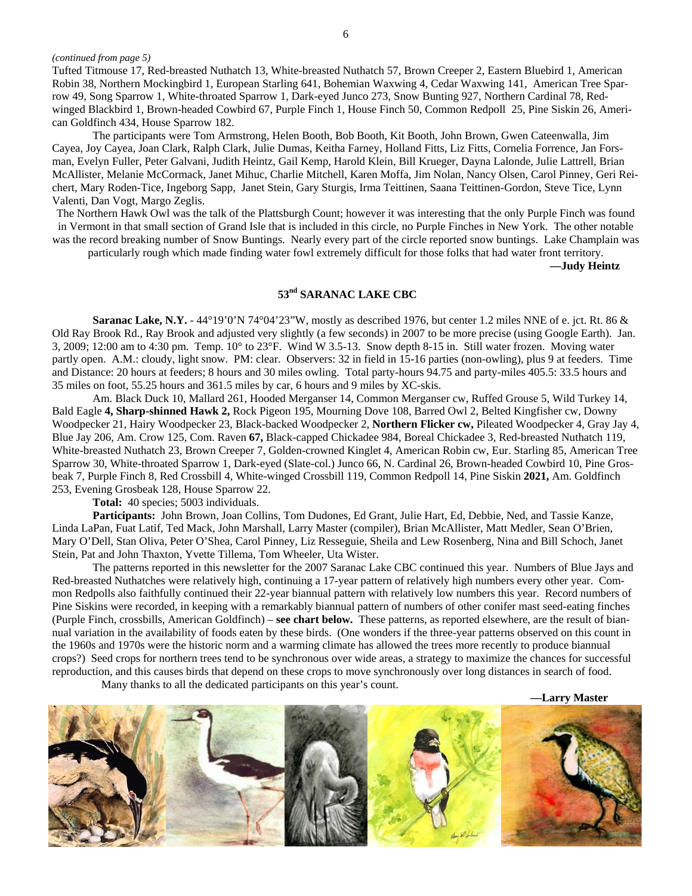*(continued from page 5)*

Tufted Titmouse 17, Red-breasted Nuthatch 13, White-breasted Nuthatch 57, Brown Creeper 2, Eastern Bluebird 1, American Robin 38, Northern Mockingbird 1, European Starling 641, Bohemian Waxwing 4, Cedar Waxwing 141, American Tree Sparrow 49, Song Sparrow 1, White-throated Sparrow 1, Dark-eyed Junco 273, Snow Bunting 927, Northern Cardinal 78, Red-winged Blackbird 1, Brown-headed Cowbird 67, Purple Finch 1, House Finch 50, Common Redpoll 25, Pine Siskin 26, American Goldfinch 434, House Sparrow 182.

The participants were Tom Armstrong, Helen Booth, Bob Booth, Kit Booth, John Brown, Gwen Cateenwalla, Jim Cayea, Joy Cayea, Joan Clark, Ralph Clark, Julie Dumas, Keitha Farney, Holland Fitts, Liz Fitts, Cornelia Forrence, Jan Forsman, Evelyn Fuller, Peter Galvani, Judith Heintz, Gail Kemp, Harold Klein, Bill Krueger, Dayna Lalonde, Julie Lattrell, Brian McAllister, Melanie McCormack, Janet Mihuc, Charlie Mitchell, Karen Moffa, Jim Nolan, Nancy Olsen, Carol Pinney, Geri Reichert, Mary Roden-Tice, Ingeborg Sapp, Janet Stein, Gary Sturgis, Irma Teittinen, Saana Teittinen-Gordon, Steve Tice, Lynn Valenti, Dan Vogt, Margo Zeglis.

The Northern Hawk Owl was the talk of the Plattsburgh Count; however it was interesting that the only Purple Finch was found in Vermont in that small section of Grand Isle that is included in this circle, no Purple Finches in New York. The other notable was the record breaking number of Snow Buntings. Nearly every part of the circle reported snow buntings. Lake Champlain was particularly rough which made finding water fowl extremely difficult for those folks that had water front territory.

**—Judy Heintz**

## 53nd SARANAC LAKE CBC

**Saranac Lake, N.Y.** - 44°19'0'N 74°04'23"W, mostly as described 1976, but center 1.2 miles NNE of e. jct. Rt. 86 & Old Ray Brook Rd., Ray Brook and adjusted very slightly (a few seconds) in 2007 to be more precise (using Google Earth). Jan. 3, 2009; 12:00 am to 4:30 pm. Temp. 10° to 23°F. Wind W 3.5-13. Snow depth 8-15 in. Still water frozen. Moving water partly open. A.M.: cloudy, light snow. PM: clear. Observers: 32 in field in 15-16 parties (non-owling), plus 9 at feeders. Time and Distance: 20 hours at feeders; 8 hours and 30 miles owling. Total party-hours 94.75 and party-miles 405.5: 33.5 hours and 35 miles on foot, 55.25 hours and 361.5 miles by car, 6 hours and 9 miles by XC-skis.

Am. Black Duck 10, Mallard 261, Hooded Merganser 14, Common Merganser cw, Ruffed Grouse 5, Wild Turkey 14, Bald Eagle **4, Sharp-shinned Hawk 2,** Rock Pigeon 195, Mourning Dove 108, Barred Owl 2, Belted Kingfisher cw, Downy Woodpecker 21, Hairy Woodpecker 23, Black-backed Woodpecker 2, **Northern Flicker cw,** Pileated Woodpecker 4, Gray Jay 4, Blue Jay 206, Am. Crow 125, Com. Raven **67,** Black-capped Chickadee 984, Boreal Chickadee 3, Red-breasted Nuthatch 119, White-breasted Nuthatch 23, Brown Creeper 7, Golden-crowned Kinglet 4, American Robin cw, Eur. Starling 85, American Tree Sparrow 30, White-throated Sparrow 1, Dark-eyed (Slate-col.) Junco 66, N. Cardinal 26, Brown-headed Cowbird 10, Pine Grosbeak 7, Purple Finch 8, Red Crossbill 4, White-winged Crossbill 119, Common Redpoll 14, Pine Siskin **2021,** Am. Goldfinch 253, Evening Grosbeak 128, House Sparrow 22.

**Total:** 40 species; 5003 individuals.

**Participants:** John Brown, Joan Collins, Tom Dudones, Ed Grant, Julie Hart, Ed, Debbie, Ned, and Tassie Kanze, Linda LaPan, Fuat Latif, Ted Mack, John Marshall, Larry Master (compiler), Brian McAllister, Matt Medler, Sean O'Brien, Mary O'Dell, Stan Oliva, Peter O'Shea, Carol Pinney, Liz Resseguie, Sheila and Lew Rosenberg, Nina and Bill Schoch, Janet Stein, Pat and John Thaxton, Yvette Tillema, Tom Wheeler, Uta Wister.

The patterns reported in this newsletter for the 2007 Saranac Lake CBC continued this year. Numbers of Blue Jays and Red-breasted Nuthatches were relatively high, continuing a 17-year pattern of relatively high numbers every other year. Common Redpolls also faithfully continued their 22-year biannual pattern with relatively low numbers this year. Record numbers of Pine Siskins were recorded, in keeping with a remarkably biannual pattern of numbers of other conifer mast seed-eating finches (Purple Finch, crossbills, American Goldfinch) – **see chart below.** These patterns, as reported elsewhere, are the result of biannual variation in the availability of foods eaten by these birds. (One wonders if the three-year patterns observed on this count in the 1960s and 1970s were the historic norm and a warming climate has allowed the trees more recently to produce biannual crops?) Seed crops for northern trees tend to be synchronous over wide areas, a strategy to maximize the chances for successful reproduction, and this causes birds that depend on these crops to move synchronously over long distances in search of food.

Many thanks to all the dedicated participants on this year's count.

**—Larry Master**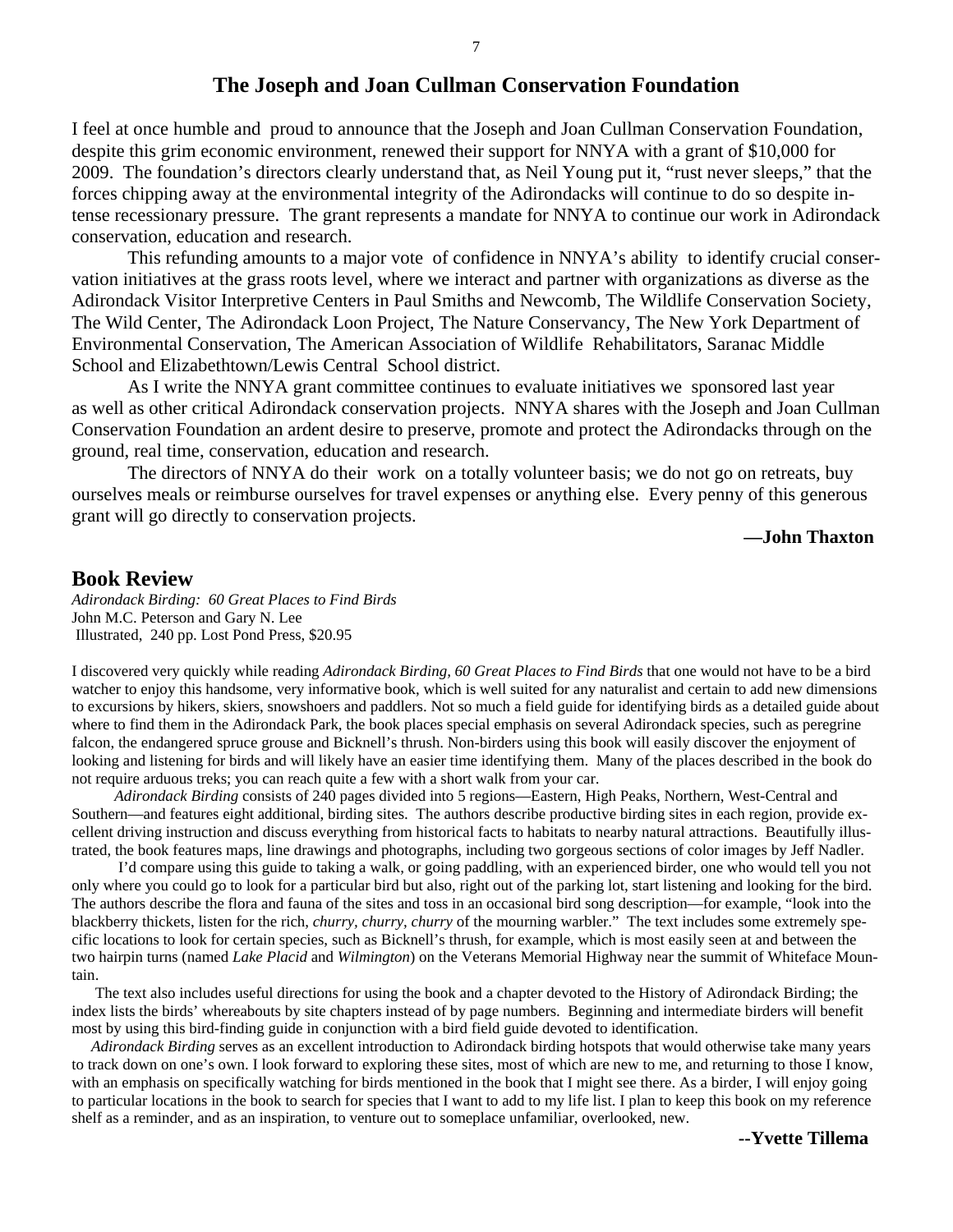## The Joseph and Joan Cullman Conservation Foundation

I feel at once humble and proud to announce that the Joseph and Joan Cullman Conservation Foundation, despite this grim economic environment, renewed their support for NNYA with a grant of $10,000 for 2009. The foundation's directors clearly understand that, as Neil Young put it, "rust never sleeps," that the forces chipping away at the environmental integrity of the Adirondacks will continue to do so despite intense recessionary pressure. The grant represents a mandate for NNYA to continue our work in Adirondack conservation, education and research.

This refunding amounts to a major vote of confidence in NNYA's ability to identify crucial conservation initiatives at the grass roots level, where we interact and partner with organizations as diverse as the Adirondack Visitor Interpretive Centers in Paul Smiths and Newcomb, The Wildlife Conservation Society, The Wild Center, The Adirondack Loon Project, The Nature Conservancy, The New York Department of Environmental Conservation, The American Association of Wildlife Rehabilitators, Saranac Middle School and Elizabethtown/Lewis Central School district.

As I write the NNYA grant committee continues to evaluate initiatives we sponsored last year as well as other critical Adirondack conservation projects. NNYA shares with the Joseph and Joan Cullman Conservation Foundation an ardent desire to preserve, promote and protect the Adirondacks through on the ground, real time, conservation, education and research.

The directors of NNYA do their work on a totally volunteer basis; we do not go on retreats, buy ourselves meals or reimburse ourselves for travel expenses or anything else. Every penny of this generous grant will go directly to conservation projects.

**—John Thaxton**

## Book Review

*Adirondack Birding: 60 Great Places to Find Birds*
John M.C. Peterson and Gary N. Lee
Illustrated, 240 pp. Lost Pond Press, $20.95

I discovered very quickly while reading *Adirondack Birding, 60 Great Places to Find Birds* that one would not have to be a bird watcher to enjoy this handsome, very informative book, which is well suited for any naturalist and certain to add new dimensions to excursions by hikers, skiers, snowshoers and paddlers. Not so much a field guide for identifying birds as a detailed guide about where to find them in the Adirondack Park, the book places special emphasis on several Adirondack species, such as peregrine falcon, the endangered spruce grouse and Bicknell's thrush. Non-birders using this book will easily discover the enjoyment of looking and listening for birds and will likely have an easier time identifying them. Many of the places described in the book do not require arduous treks; you can reach quite a few with a short walk from your car.

*Adirondack Birding* consists of 240 pages divided into 5 regions—Eastern, High Peaks, Northern, West-Central and Southern—and features eight additional, birding sites. The authors describe productive birding sites in each region, provide excellent driving instruction and discuss everything from historical facts to habitats to nearby natural attractions. Beautifully illustrated, the book features maps, line drawings and photographs, including two gorgeous sections of color images by Jeff Nadler.

I'd compare using this guide to taking a walk, or going paddling, with an experienced birder, one who would tell you not only where you could go to look for a particular bird but also, right out of the parking lot, start listening and looking for the bird. The authors describe the flora and fauna of the sites and toss in an occasional bird song description—for example, "look into the blackberry thickets, listen for the rich, *churry, churry, churry* of the mourning warbler." The text includes some extremely specific locations to look for certain species, such as Bicknell's thrush, for example, which is most easily seen at and between the two hairpin turns (named *Lake Placid* and *Wilmington*) on the Veterans Memorial Highway near the summit of Whiteface Mountain.

The text also includes useful directions for using the book and a chapter devoted to the History of Adirondack Birding; the index lists the birds' whereabouts by site chapters instead of by page numbers. Beginning and intermediate birders will benefit most by using this bird-finding guide in conjunction with a bird field guide devoted to identification.

*Adirondack Birding* serves as an excellent introduction to Adirondack birding hotspots that would otherwise take many years to track down on one's own. I look forward to exploring these sites, most of which are new to me, and returning to those I know, with an emphasis on specifically watching for birds mentioned in the book that I might see there. As a birder, I will enjoy going to particular locations in the book to search for species that I want to add to my life list. I plan to keep this book on my reference shelf as a reminder, and as an inspiration, to venture out to someplace unfamiliar, overlooked, new.

**--Yvette Tillema**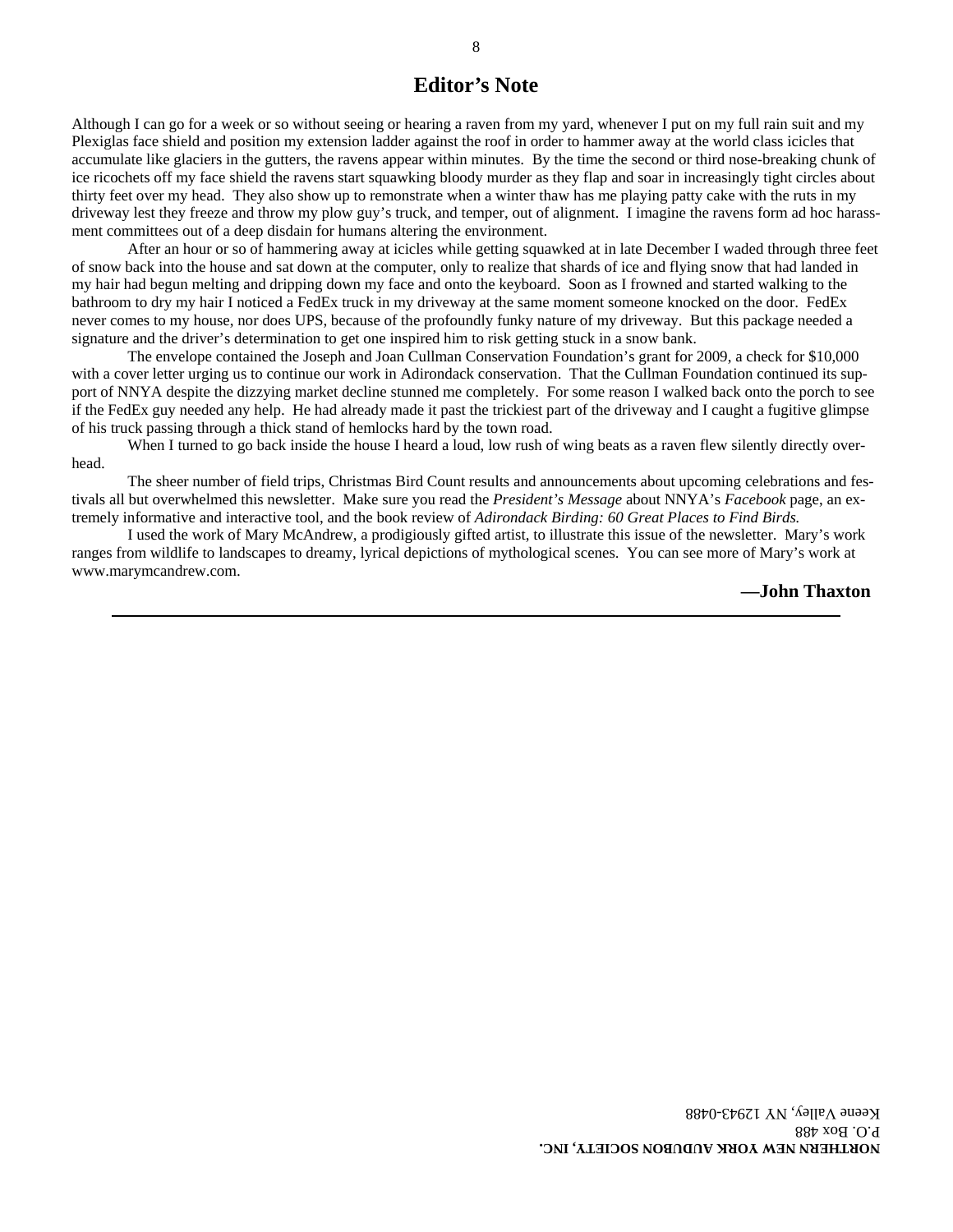# Editor's Note

Although I can go for a week or so without seeing or hearing a raven from my yard, whenever I put on my full rain suit and my Plexiglas face shield and position my extension ladder against the roof in order to hammer away at the world class icicles that accumulate like glaciers in the gutters, the ravens appear within minutes. By the time the second or third nose-breaking chunk of ice ricochets off my face shield the ravens start squawking bloody murder as they flap and soar in increasingly tight circles about thirty feet over my head. They also show up to remonstrate when a winter thaw has me playing patty cake with the ruts in my driveway lest they freeze and throw my plow guy's truck, and temper, out of alignment. I imagine the ravens form ad hoc harassment committees out of a deep disdain for humans altering the environment.

After an hour or so of hammering away at icicles while getting squawked at in late December I waded through three feet of snow back into the house and sat down at the computer, only to realize that shards of ice and flying snow that had landed in my hair had begun melting and dripping down my face and onto the keyboard. Soon as I frowned and started walking to the bathroom to dry my hair I noticed a FedEx truck in my driveway at the same moment someone knocked on the door. FedEx never comes to my house, nor does UPS, because of the profoundly funky nature of my driveway. But this package needed a signature and the driver's determination to get one inspired him to risk getting stuck in a snow bank.

The envelope contained the Joseph and Joan Cullman Conservation Foundation's grant for 2009, a check for $10,000 with a cover letter urging us to continue our work in Adirondack conservation. That the Cullman Foundation continued its support of NNYA despite the dizzying market decline stunned me completely. For some reason I walked back onto the porch to see if the FedEx guy needed any help. He had already made it past the trickiest part of the driveway and I caught a fugitive glimpse of his truck passing through a thick stand of hemlocks hard by the town road.

When I turned to go back inside the house I heard a loud, low rush of wing beats as a raven flew silently directly overhead.

The sheer number of field trips, Christmas Bird Count results and announcements about upcoming celebrations and festivals all but overwhelmed this newsletter. Make sure you read the *President's Message* about NNYA's *Facebook* page, an extremely informative and interactive tool, and the book review of *Adirondack Birding: 60 Great Places to Find Birds.*

I used the work of Mary McAndrew, a prodigiously gifted artist, to illustrate this issue of the newsletter. Mary's work ranges from wildlife to landscapes to dreamy, lyrical depictions of mythological scenes. You can see more of Mary's work at www.marymcandrew.com.

**—John Thaxton**

---

**NORTHERN NEW YORK AUDUBON SOCIETY, INC.**
P.O. Box 488
Keene Valley, NY 12943-0488